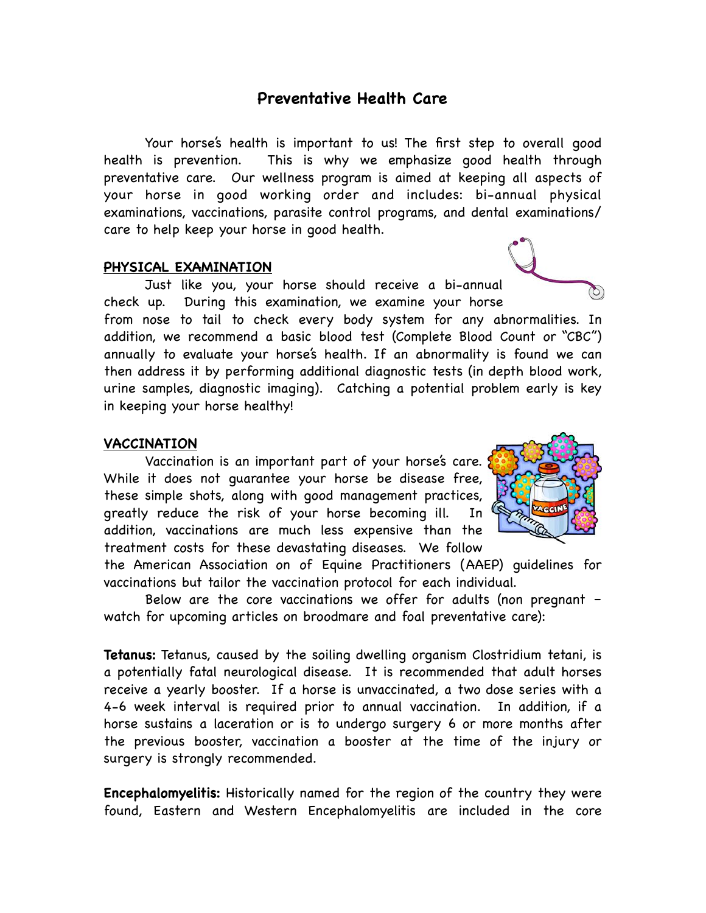# Preventative Health Care

Your horse's health is important to us! The first step to overall good health is prevention. This is why we emphasize good health through preventative care. Our wellness program is aimed at keeping all aspects of your horse in good working order and includes: bi-annual physical examinations, vaccinations, parasite control programs, and dental examinations/ care to help keep your horse in good health.

## PHYSICAL EXAMINATION

Just like you, your horse should receive a bi-annual check up. During this examination, we examine your horse from nose to tail to check every body system for any abnormalities. In addition, we recommend a basic blood test (Complete Blood Count or "CBC") annually to evaluate your horse's health. If an abnormality is found we can then address it by performing additional diagnostic tests (in depth blood work, urine samples, diagnostic imaging). Catching a potential problem early is key in keeping your horse healthy!

## VACCINATION

Vaccination is an important part of your horse's care. While it does not guarantee your horse be disease free, these simple shots, along with good management practices, greatly reduce the risk of your horse becoming ill. In addition, vaccinations are much less expensive than the treatment costs for these devastating diseases. We follow the American Association on of Equine Practitioners (AAEP) guidelines for vaccinations but tailor the vaccination protocol for each individual.

Below are the core vaccinations we offer for adults (non pregnant – watch for upcoming articles on broodmare and foal preventative care):

**Tetanus:** Tetanus, caused by the soiling dwelling organism Clostridium tetani, is a potentially fatal neurological disease. It is recommended that adult horses receive a yearly booster. If a horse is unvaccinated, a two dose series with a 4-6 week interval is required prior to annual vaccination. In addition, if a horse sustains a laceration or is to undergo surgery 6 or more months after the previous booster, vaccination a booster at the time of the injury or surgery is strongly recommended.

**Encephalomyelitis:** Historically named for the region of the country they were found, Eastern and Western Encephalomyelitis are included in the core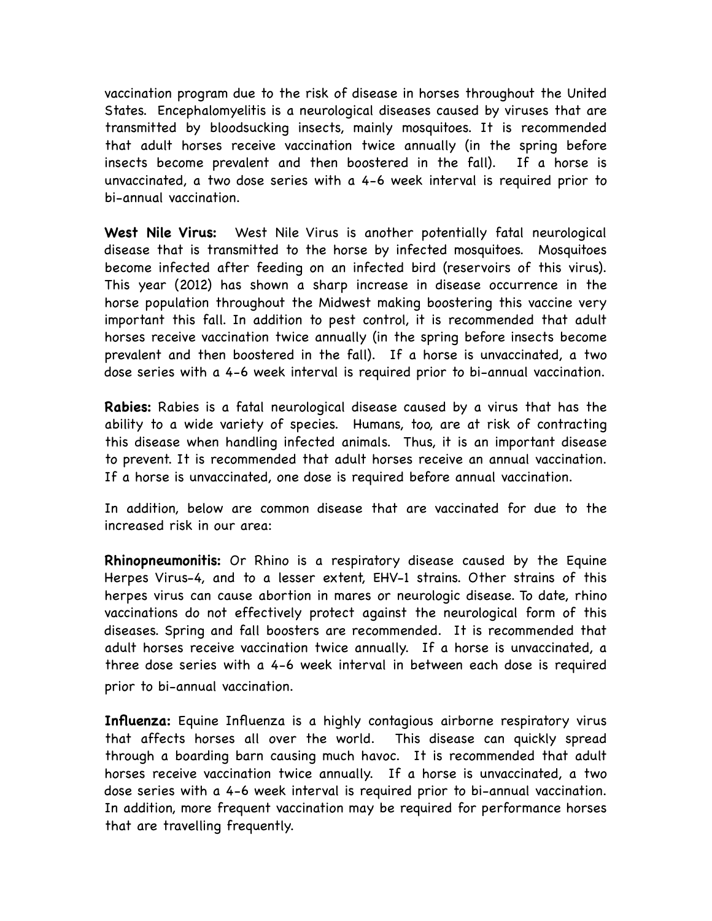vaccination program due to the risk of disease in horses throughout the United States. Encephalomyelitis is a neurological diseases caused by viruses that are transmitted by bloodsucking insects, mainly mosquitoes. It is recommended that adult horses receive vaccination twice annually (in the spring before insects become prevalent and then boostered in the fall). If a horse is unvaccinated, a two dose series with a 4-6 week interval is required prior to bi-annual vaccination.

**West Nile Virus:** West Nile Virus is another potentially fatal neurological disease that is transmitted to the horse by infected mosquitoes. Mosquitoes become infected after feeding on an infected bird (reservoirs of this virus). This year (2012) has shown a sharp increase in disease occurrence in the horse population throughout the Midwest making boostering this vaccine very important this fall. In addition to pest control, it is recommended that adult horses receive vaccination twice annually (in the spring before insects become prevalent and then boostered in the fall). If a horse is unvaccinated, a two dose series with a 4-6 week interval is required prior to bi-annual vaccination.

**Rabies:** Rabies is a fatal neurological disease caused by a virus that has the ability to a wide variety of species. Humans, too, are at risk of contracting this disease when handling infected animals. Thus, it is an important disease to prevent. It is recommended that adult horses receive an annual vaccination. If a horse is unvaccinated, one dose is required before annual vaccination.

In addition, below are common disease that are vaccinated for due to the increased risk in our area:

**Rhinopneumonitis:** Or Rhino is a respiratory disease caused by the Equine Herpes Virus-4, and to a lesser extent, EHV-1 strains. Other strains of this herpes virus can cause abortion in mares or neurologic disease. To date, rhino vaccinations do not effectively protect against the neurological form of this diseases. Spring and fall boosters are recommended. It is recommended that adult horses receive vaccination twice annually. If a horse is unvaccinated, a three dose series with a 4-6 week interval in between each dose is required prior to bi-annual vaccination.

**Influenza:** Equine Influenza is a highly contagious airborne respiratory virus that affects horses all over the world. This disease can quickly spread through a boarding barn causing much havoc. It is recommended that adult horses receive vaccination twice annually. If a horse is unvaccinated, a two dose series with a 4-6 week interval is required prior to bi-annual vaccination. In addition, more frequent vaccination may be required for performance horses that are travelling frequently.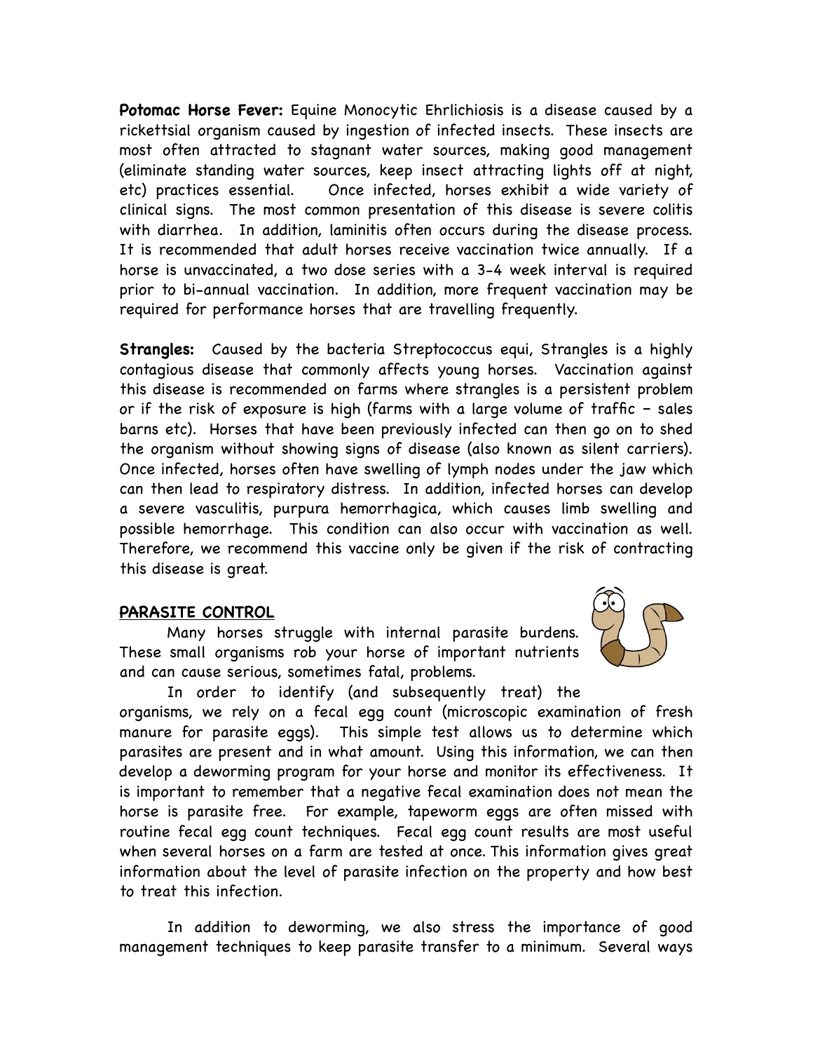**Potomac Horse Fever:** Equine Monocytic Ehrlichiosis is a disease caused by a rickettsial organism caused by ingestion of infected insects. These insects are most often attracted to stagnant water sources, making good management (eliminate standing water sources, keep insect attracting lights off at night, etc) practices essential. Once infected, horses exhibit a wide variety of clinical signs. The most common presentation of this disease is severe colitis with diarrhea. In addition, laminitis often occurs during the disease process. It is recommended that adult horses receive vaccination twice annually. If a horse is unvaccinated, a two dose series with a 3-4 week interval is required prior to bi-annual vaccination. In addition, more frequent vaccination may be required for performance horses that are travelling frequently.

**Strangles:** Caused by the bacteria Streptococcus equi, Strangles is a highly contagious disease that commonly affects young horses. Vaccination against this disease is recommended on farms where strangles is a persistent problem or if the risk of exposure is high (farms with a large volume of traffic – sales barns etc). Horses that have been previously infected can then go on to shed the organism without showing signs of disease (also known as silent carriers). Once infected, horses often have swelling of lymph nodes under the jaw which can then lead to respiratory distress. In addition, infected horses can develop a severe vasculitis, purpura hemorrhagica, which causes limb swelling and possible hemorrhage. This condition can also occur with vaccination as well. Therefore, we recommend this vaccine only be given if the risk of contracting this disease is great.

## PARASITE CONTROL

Many horses struggle with internal parasite burdens. These small organisms rob your horse of important nutrients and can cause serious, sometimes fatal, problems.

In order to identify (and subsequently treat) the organisms, we rely on a fecal egg count (microscopic examination of fresh manure for parasite eggs). This simple test allows us to determine which parasites are present and in what amount. Using this information, we can then develop a deworming program for your horse and monitor its effectiveness. It is important to remember that a negative fecal examination does not mean the horse is parasite free. For example, tapeworm eggs are often missed with routine fecal egg count techniques. Fecal egg count results are most useful when several horses on a farm are tested at once. This information gives great information about the level of parasite infection on the property and how best to treat this infection.

In addition to deworming, we also stress the importance of good management techniques to keep parasite transfer to a minimum. Several ways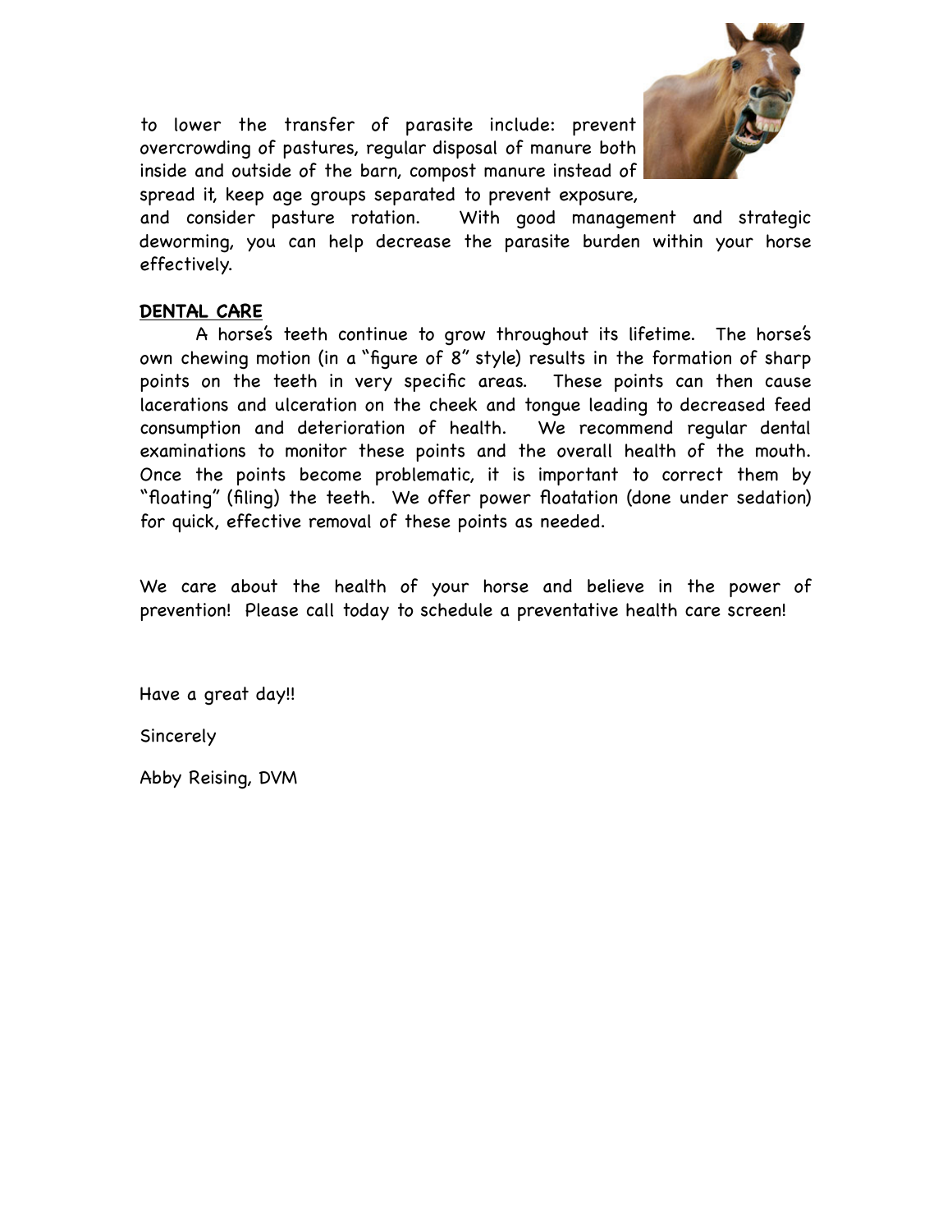to lower the transfer of parasite include: prevent overcrowding of pastures, regular disposal of manure both inside and outside of the barn, compost manure instead of spread it, keep age groups separated to prevent exposure, and consider pasture rotation. With good management and strategic deworming, you can help decrease the parasite burden within your horse effectively.

**DENTAL CARE**

A horse's teeth continue to grow throughout its lifetime. The horse's own chewing motion (in a "figure of 8" style) results in the formation of sharp points on the teeth in very specific areas. These points can then cause lacerations and ulceration on the cheek and tongue leading to decreased feed consumption and deterioration of health. We recommend regular dental examinations to monitor these points and the overall health of the mouth. Once the points become problematic, it is important to correct them by "floating" (filing) the teeth. We offer power floatation (done under sedation) for quick, effective removal of these points as needed.

We care about the health of your horse and believe in the power of prevention! Please call today to schedule a preventative health care screen!

Have a great day!!

Sincerely

Abby Reising, DVM